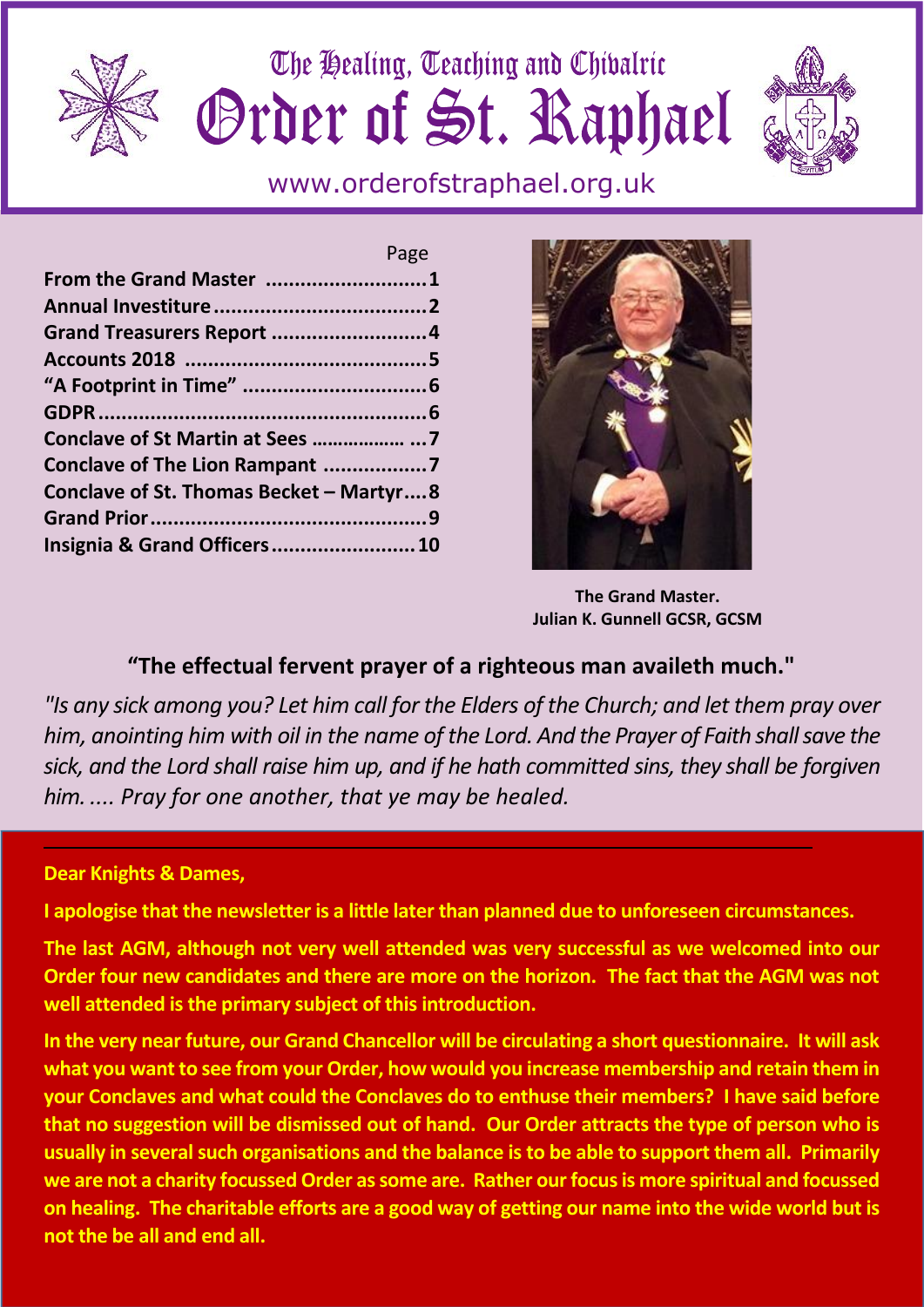# The Healing, Teaching and Chivalric Order of St. Raphael

www.orderofstraphael.org.uk

| | Page |
|---|---|
| **From the Grand Master** | **1** |
| **Annual Investiture** | **2** |
| **Grand Treasurers Report** | **4** |
| **Accounts 2018** | **5** |
| **"A Footprint in Time"** | **6** |
| **GDPR** | **6** |
| **Conclave of St Martin at Sees** | **7** |
| **Conclave of The Lion Rampant** | **7** |
| **Conclave of St. Thomas Becket – Martyr** | **8** |
| **Grand Prior** | **9** |
| **Insignia & Grand Officers** | **10** |

**The Grand Master.**
**Julian K. Gunnell GCSR, GCSM**

## "The effectual fervent prayer of a righteous man availeth much."

*"Is any sick among you? Let him call for the Elders of the Church; and let them pray over him, anointing him with oil in the name of the Lord. And the Prayer of Faith shall save the sick, and the Lord shall raise him up, and if he hath committed sins, they shall be forgiven him. .... Pray for one another, that ye may be healed.*

---

**Dear Knights & Dames,**

**I apologise that the newsletter is a little later than planned due to unforeseen circumstances.**

**The last AGM, although not very well attended was very successful as we welcomed into our Order four new candidates and there are more on the horizon. The fact that the AGM was not well attended is the primary subject of this introduction.**

**In the very near future, our Grand Chancellor will be circulating a short questionnaire. It will ask what you want to see from your Order, how would you increase membership and retain them in your Conclaves and what could the Conclaves do to enthuse their members? I have said before that no suggestion will be dismissed out of hand. Our Order attracts the type of person who is usually in several such organisations and the balance is to be able to support them all. Primarily we are not a charity focussed Order as some are. Rather our focus is more spiritual and focussed on healing. The charitable efforts are a good way of getting our name into the wide world but is not the be all and end all.**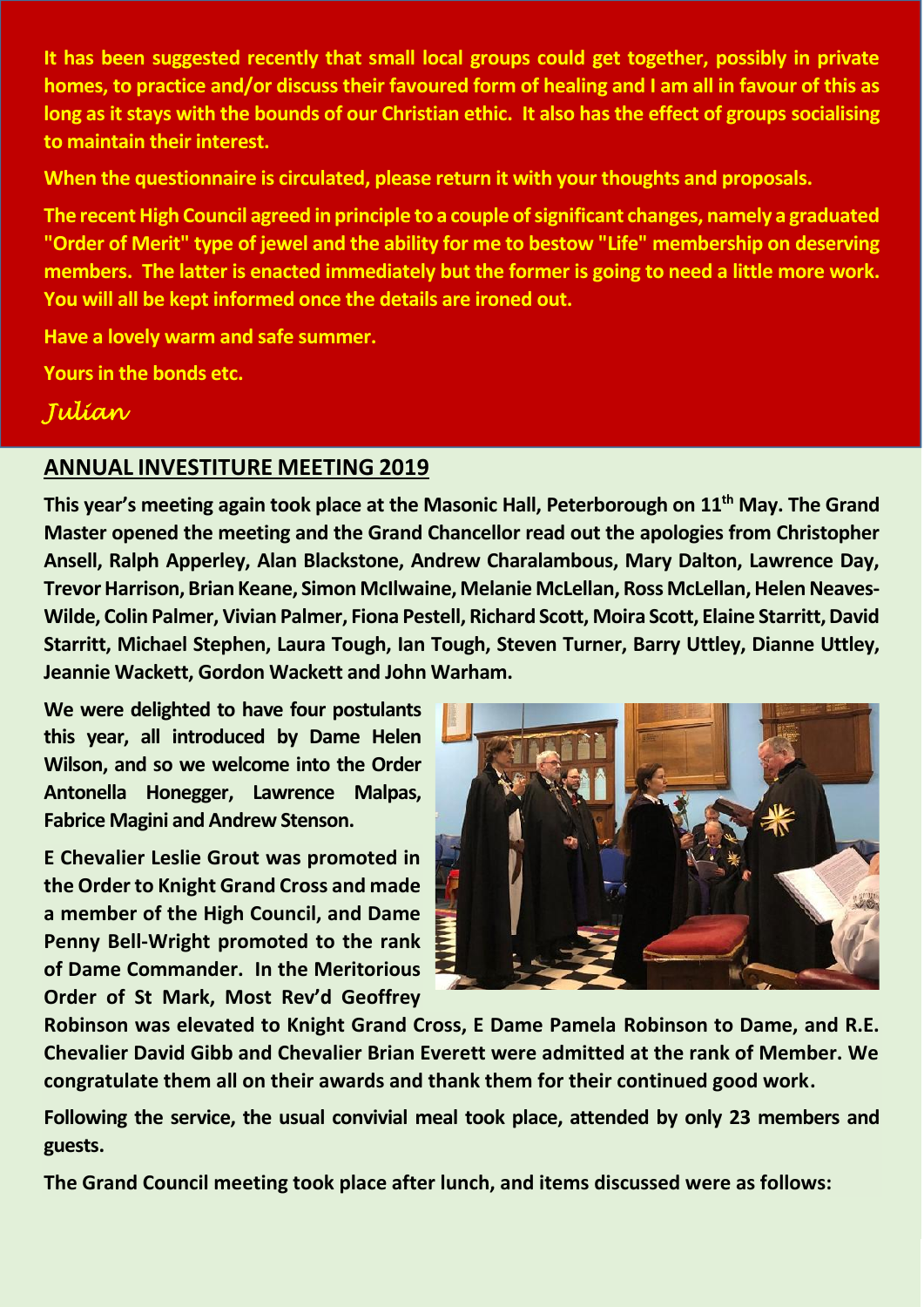**It has been suggested recently that small local groups could get together, possibly in private homes, to practice and/or discuss their favoured form of healing and I am all in favour of this as long as it stays with the bounds of our Christian ethic. It also has the effect of groups socialising to maintain their interest.**

**When the questionnaire is circulated, please return it with your thoughts and proposals.**

**The recent High Council agreed in principle to a couple of significant changes, namely a graduated "Order of Merit" type of jewel and the ability for me to bestow "Life" membership on deserving members. The latter is enacted immediately but the former is going to need a little more work. You will all be kept informed once the details are ironed out.**

**Have a lovely warm and safe summer.**

**Yours in the bonds etc.**

*Julian*

## ANNUAL INVESTITURE MEETING 2019

**This year's meeting again took place at the Masonic Hall, Peterborough on 11th May. The Grand Master opened the meeting and the Grand Chancellor read out the apologies from Christopher Ansell, Ralph Apperley, Alan Blackstone, Andrew Charalambous, Mary Dalton, Lawrence Day, Trevor Harrison, Brian Keane, Simon McIlwaine, Melanie McLellan, Ross McLellan, Helen Neaves-Wilde, Colin Palmer, Vivian Palmer, Fiona Pestell, Richard Scott, Moira Scott, Elaine Starritt, David Starritt, Michael Stephen, Laura Tough, Ian Tough, Steven Turner, Barry Uttley, Dianne Uttley, Jeannie Wackett, Gordon Wackett and John Warham.**

**We were delighted to have four postulants this year, all introduced by Dame Helen Wilson, and so we welcome into the Order Antonella Honegger, Lawrence Malpas, Fabrice Magini and Andrew Stenson.**

**E Chevalier Leslie Grout was promoted in the Order to Knight Grand Cross and made a member of the High Council, and Dame Penny Bell-Wright promoted to the rank of Dame Commander. In the Meritorious Order of St Mark, Most Rev'd Geoffrey Robinson was elevated to Knight Grand Cross, E Dame Pamela Robinson to Dame, and R.E. Chevalier David Gibb and Chevalier Brian Everett were admitted at the rank of Member. We congratulate them all on their awards and thank them for their continued good work.**

**Following the service, the usual convivial meal took place, attended by only 23 members and guests.**

**The Grand Council meeting took place after lunch, and items discussed were as follows:**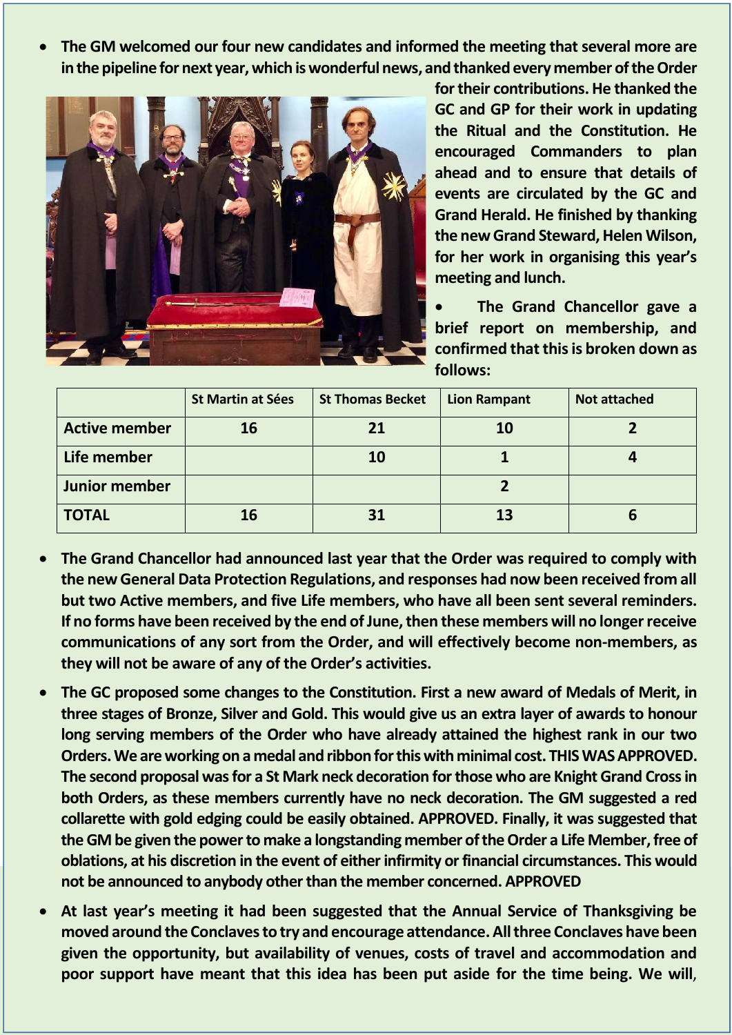- **The GM welcomed our four new candidates and informed the meeting that several more are in the pipeline for next year, which is wonderful news, and thanked every member of the Order for their contributions. He thanked the GC and GP for their work in updating the Ritual and the Constitution. He encouraged Commanders to plan ahead and to ensure that details of events are circulated by the GC and Grand Herald. He finished by thanking the new Grand Steward, Helen Wilson, for her work in organising this year's meeting and lunch.**

- **The Grand Chancellor gave a brief report on membership, and confirmed that this is broken down as follows:**

| | St Martin at Sées | St Thomas Becket | Lion Rampant | Not attached |
|---|---|---|---|---|
| **Active member** | **16** | **21** | **10** | **2** |
| **Life member** | | **10** | **1** | **4** |
| **Junior member** | | | **2** | |
| **TOTAL** | **16** | **31** | **13** | **6** |

- **The Grand Chancellor had announced last year that the Order was required to comply with the new General Data Protection Regulations, and responses had now been received from all but two Active members, and five Life members, who have all been sent several reminders. If no forms have been received by the end of June, then these members will no longer receive communications of any sort from the Order, and will effectively become non-members, as they will not be aware of any of the Order's activities.**

- **The GC proposed some changes to the Constitution. First a new award of Medals of Merit, in three stages of Bronze, Silver and Gold. This would give us an extra layer of awards to honour long serving members of the Order who have already attained the highest rank in our two Orders. We are working on a medal and ribbon for this with minimal cost. THIS WAS APPROVED. The second proposal was for a St Mark neck decoration for those who are Knight Grand Cross in both Orders, as these members currently have no neck decoration. The GM suggested a red collarette with gold edging could be easily obtained. APPROVED. Finally, it was suggested that the GM be given the power to make a longstanding member of the Order a Life Member, free of oblations, at his discretion in the event of either infirmity or financial circumstances. This would not be announced to anybody other than the member concerned. APPROVED**

- **At last year's meeting it had been suggested that the Annual Service of Thanksgiving be moved around the Conclaves to try and encourage attendance. All three Conclaves have been given the opportunity, but availability of venues, costs of travel and accommodation and poor support have meant that this idea has been put aside for the time being. We will,**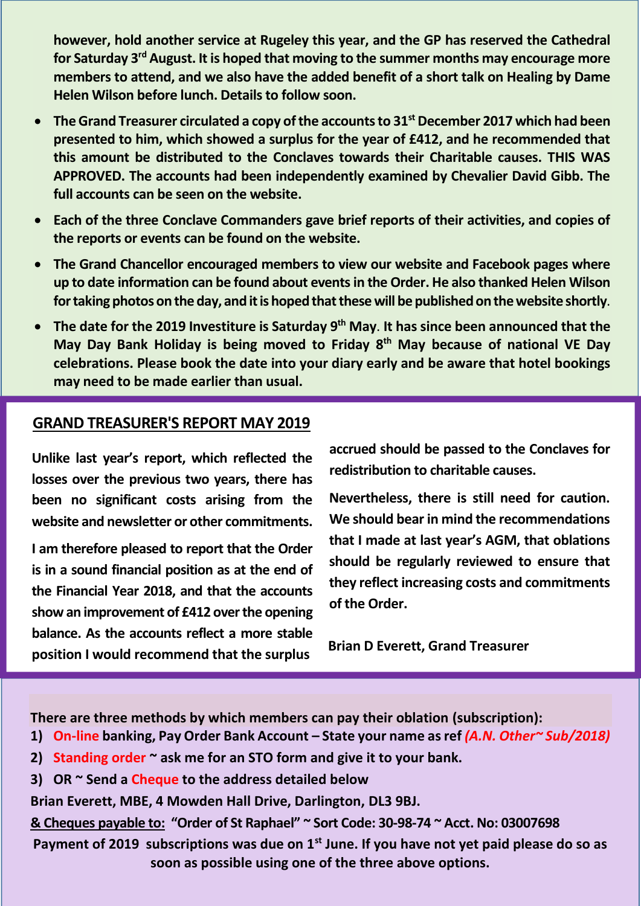**however, hold another service at Rugeley this year, and the GP has reserved the Cathedral for Saturday 3rd August. It is hoped that moving to the summer months may encourage more members to attend, and we also have the added benefit of a short talk on Healing by Dame Helen Wilson before lunch. Details to follow soon.**

- **The Grand Treasurer circulated a copy of the accounts to 31st December 2017 which had been presented to him, which showed a surplus for the year of £412, and he recommended that this amount be distributed to the Conclaves towards their Charitable causes. THIS WAS APPROVED. The accounts had been independently examined by Chevalier David Gibb. The full accounts can be seen on the website.**
- **Each of the three Conclave Commanders gave brief reports of their activities, and copies of the reports or events can be found on the website.**
- **The Grand Chancellor encouraged members to view our website and Facebook pages where up to date information can be found about events in the Order. He also thanked Helen Wilson for taking photos on the day, and it is hoped that these will be published on the website shortly.**
- **The date for the 2019 Investiture is Saturday 9th May. It has since been announced that the May Day Bank Holiday is being moved to Friday 8th May because of national VE Day celebrations. Please book the date into your diary early and be aware that hotel bookings may need to be made earlier than usual.**

## GRAND TREASURER'S REPORT MAY 2019

**Unlike last year's report, which reflected the losses over the previous two years, there has been no significant costs arising from the website and newsletter or other commitments.**

**I am therefore pleased to report that the Order is in a sound financial position as at the end of the Financial Year 2018, and that the accounts show an improvement of £412 over the opening balance. As the accounts reflect a more stable position I would recommend that the surplus accrued should be passed to the Conclaves for redistribution to charitable causes.**

**Nevertheless, there is still need for caution. We should bear in mind the recommendations that I made at last year's AGM, that oblations should be regularly reviewed to ensure that they reflect increasing costs and commitments of the Order.**

**Brian D Everett, Grand Treasurer**

**There are three methods by which members can pay their oblation (subscription):**

1) **On-line banking, Pay Order Bank Account – State your name as ref *(A.N. Other~ Sub/2018)***
2) **Standing order ~ ask me for an STO form and give it to your bank.**
3) **OR ~ Send a Cheque to the address detailed below**

**Brian Everett, MBE, 4 Mowden Hall Drive, Darlington, DL3 9BJ.**

**<u>& Cheques payable to:</u> "Order of St Raphael" ~ Sort Code: 30-98-74 ~ Acct. No: 03007698**

**Payment of 2019 subscriptions was due on 1st June. If you have not yet paid please do so as soon as possible using one of the three above options.**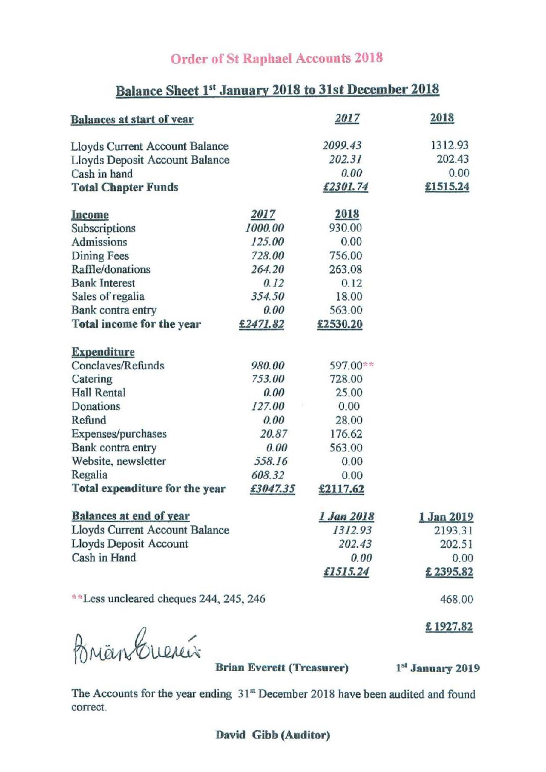# Order of St Raphael Accounts 2018

## Balance Sheet 1st January 2018 to 31st December 2018

| **Balances at start of year** | | *2017* | 2018 |
|---|---|---|---|
| Lloyds Current Account Balance | | *2099.43* | 1312.93 |
| Lloyds Deposit Account Balance | | *202.31* | 202.43 |
| Cash in hand | | *0.00* | 0.00 |
| **Total Chapter Funds** | | *£2301.74* | **£1515.24** |

| **Income** | *2017* | **2018** |
|---|---|---|
| Subscriptions | *1000.00* | 930.00 |
| Admissions | *125.00* | 0.00 |
| Dining Fees | *728.00* | 756.00 |
| Raffle/donations | *264.20* | 263.08 |
| Bank Interest | *0.12* | 0.12 |
| Sales of regalia | *354.50* | 18.00 |
| Bank contra entry | *0.00* | 563.00 |
| **Total income for the year** | *£2471.82* | £2530.20 |

| **Expenditure** | | |
|---|---|---|
| Conclaves/Refunds | *980.00* | 597.00** |
| Catering | *753.00* | 728.00 |
| Hall Rental | *0.00* | 25.00 |
| Donations | *127.00* | 0.00 |
| Refund | *0.00* | 28.00 |
| Expenses/purchases | *20.87* | 176.62 |
| Bank contra entry | *0.00* | 563.00 |
| Website, newsletter | *558.16* | 0.00 |
| Regalia | *608.32* | 0.00 |
| **Total expenditure for the year** | *£3047.35* | £2117.62 |

| **Balances at end of year** | *1 Jan 2018* | **1 Jan 2019** |
|---|---|---|
| Lloyds Current Account Balance | *1312.93* | 2193.31 |
| Lloyds Deposit Account | *202.43* | 202.51 |
| Cash in Hand | *0.00* | 0.00 |
| | *£1515.24* | **£ 2395.82** |
| **Less uncleared cheques 244, 245, 246 | | 468.00 |
| | | **£ 1927.82** |

Brian Everett

**Brian Everett (Treasurer)** **1st January 2019**

The Accounts for the year ending 31st December 2018 have been audited and found correct.

**David Gibb (Auditor)**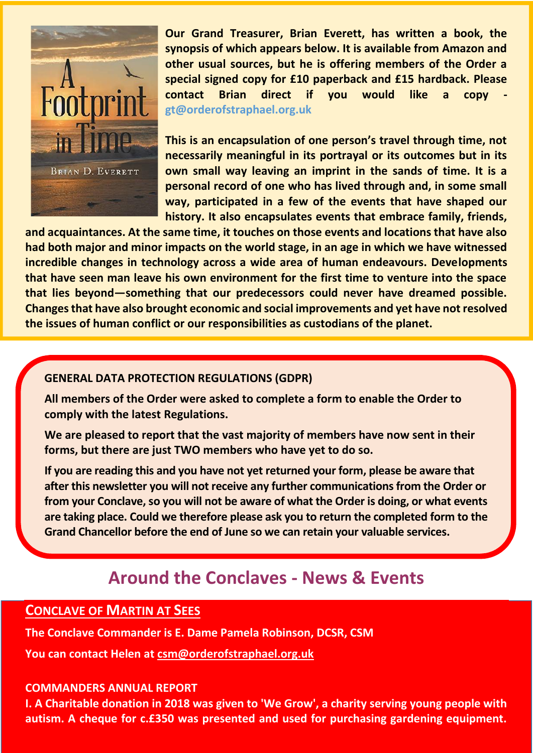**Our Grand Treasurer, Brian Everett, has written a book, the synopsis of which appears below. It is available from Amazon and other usual sources, but he is offering members of the Order a special signed copy for £10 paperback and £15 hardback. Please contact Brian direct if you would like a copy - gt@orderofstraphael.org.uk**

**This is an encapsulation of one person's travel through time, not necessarily meaningful in its portrayal or its outcomes but in its own small way leaving an imprint in the sands of time. It is a personal record of one who has lived through and, in some small way, participated in a few of the events that have shaped our history. It also encapsulates events that embrace family, friends, and acquaintances. At the same time, it touches on those events and locations that have also had both major and minor impacts on the world stage, in an age in which we have witnessed incredible changes in technology across a wide area of human endeavours. Developments that have seen man leave his own environment for the first time to venture into the space that lies beyond—something that our predecessors could never have dreamed possible. Changes that have also brought economic and social improvements and yet have not resolved the issues of human conflict or our responsibilities as custodians of the planet.**

**GENERAL DATA PROTECTION REGULATIONS (GDPR)**

**All members of the Order were asked to complete a form to enable the Order to comply with the latest Regulations.**

**We are pleased to report that the vast majority of members have now sent in their forms, but there are just TWO members who have yet to do so.**

**If you are reading this and you have not yet returned your form, please be aware that after this newsletter you will not receive any further communications from the Order or from your Conclave, so you will not be aware of what the Order is doing, or what events are taking place. Could we therefore please ask you to return the completed form to the Grand Chancellor before the end of June so we can retain your valuable services.**

# Around the Conclaves - News & Events

## CONCLAVE OF MARTIN AT SEES

**The Conclave Commander is E. Dame Pamela Robinson, DCSR, CSM**

**You can contact Helen at csm@orderofstraphael.org.uk**

**COMMANDERS ANNUAL REPORT**

**I. A Charitable donation in 2018 was given to 'We Grow', a charity serving young people with autism. A cheque for c.£350 was presented and used for purchasing gardening equipment.**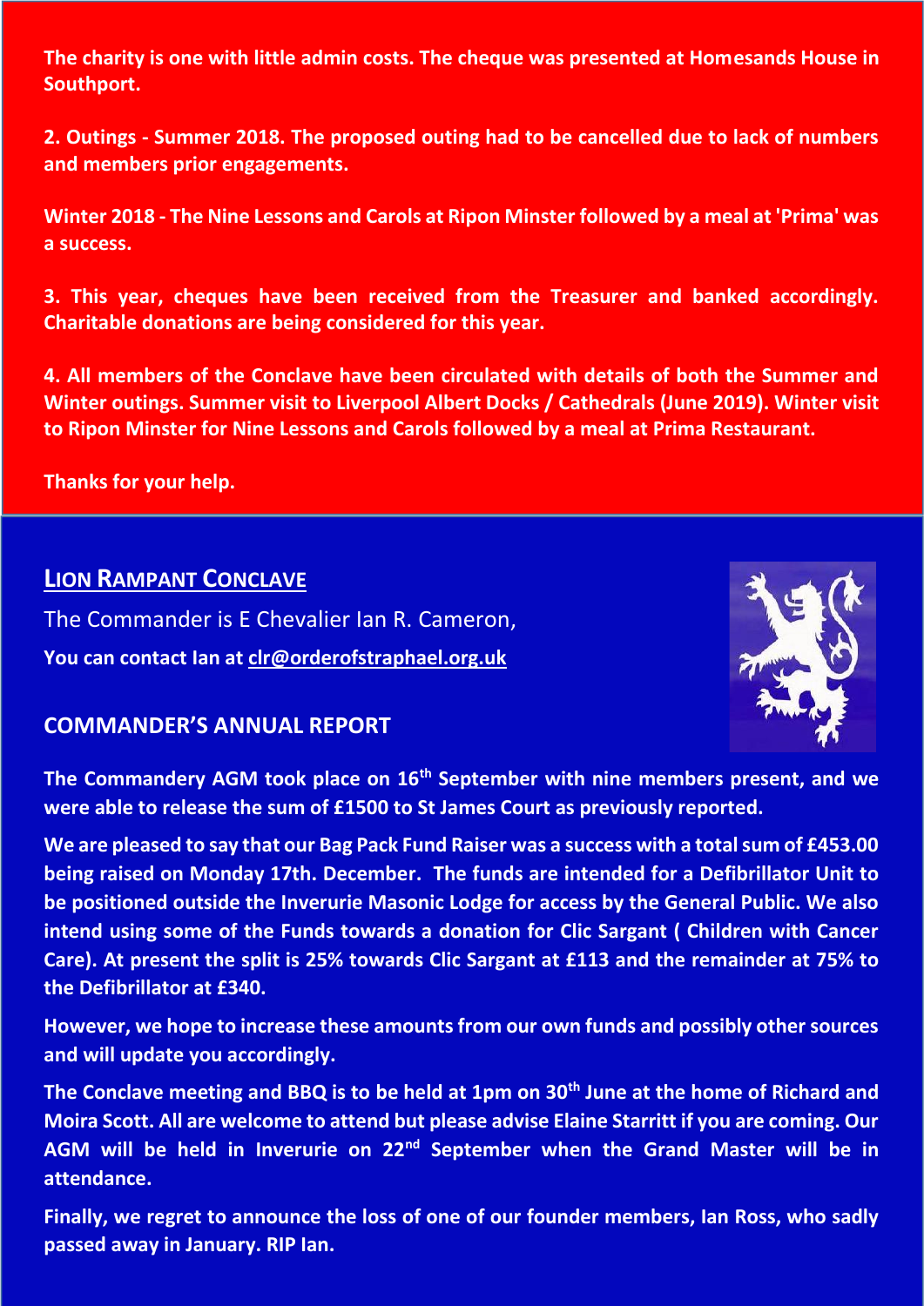**The charity is one with little admin costs. The cheque was presented at Homesands House in Southport.**

**2. Outings - Summer 2018. The proposed outing had to be cancelled due to lack of numbers and members prior engagements.**

**Winter 2018 - The Nine Lessons and Carols at Ripon Minster followed by a meal at 'Prima' was a success.**

**3. This year, cheques have been received from the Treasurer and banked accordingly. Charitable donations are being considered for this year.**

**4. All members of the Conclave have been circulated with details of both the Summer and Winter outings. Summer visit to Liverpool Albert Docks / Cathedrals (June 2019). Winter visit to Ripon Minster for Nine Lessons and Carols followed by a meal at Prima Restaurant.**

**Thanks for your help.**

## LION RAMPANT CONCLAVE

The Commander is E Chevalier Ian R. Cameron,

**You can contact Ian at clr@orderofstraphael.org.uk**

### COMMANDER'S ANNUAL REPORT

**The Commandery AGM took place on 16th September with nine members present, and we were able to release the sum of £1500 to St James Court as previously reported.**

**We are pleased to say that our Bag Pack Fund Raiser was a success with a total sum of £453.00 being raised on Monday 17th. December. The funds are intended for a Defibrillator Unit to be positioned outside the Inverurie Masonic Lodge for access by the General Public. We also intend using some of the Funds towards a donation for Clic Sargant ( Children with Cancer Care). At present the split is 25% towards Clic Sargant at £113 and the remainder at 75% to the Defibrillator at £340.**

**However, we hope to increase these amounts from our own funds and possibly other sources and will update you accordingly.**

**The Conclave meeting and BBQ is to be held at 1pm on 30th June at the home of Richard and Moira Scott. All are welcome to attend but please advise Elaine Starritt if you are coming. Our AGM will be held in Inverurie on 22nd September when the Grand Master will be in attendance.**

**Finally, we regret to announce the loss of one of our founder members, Ian Ross, who sadly passed away in January. RIP Ian.**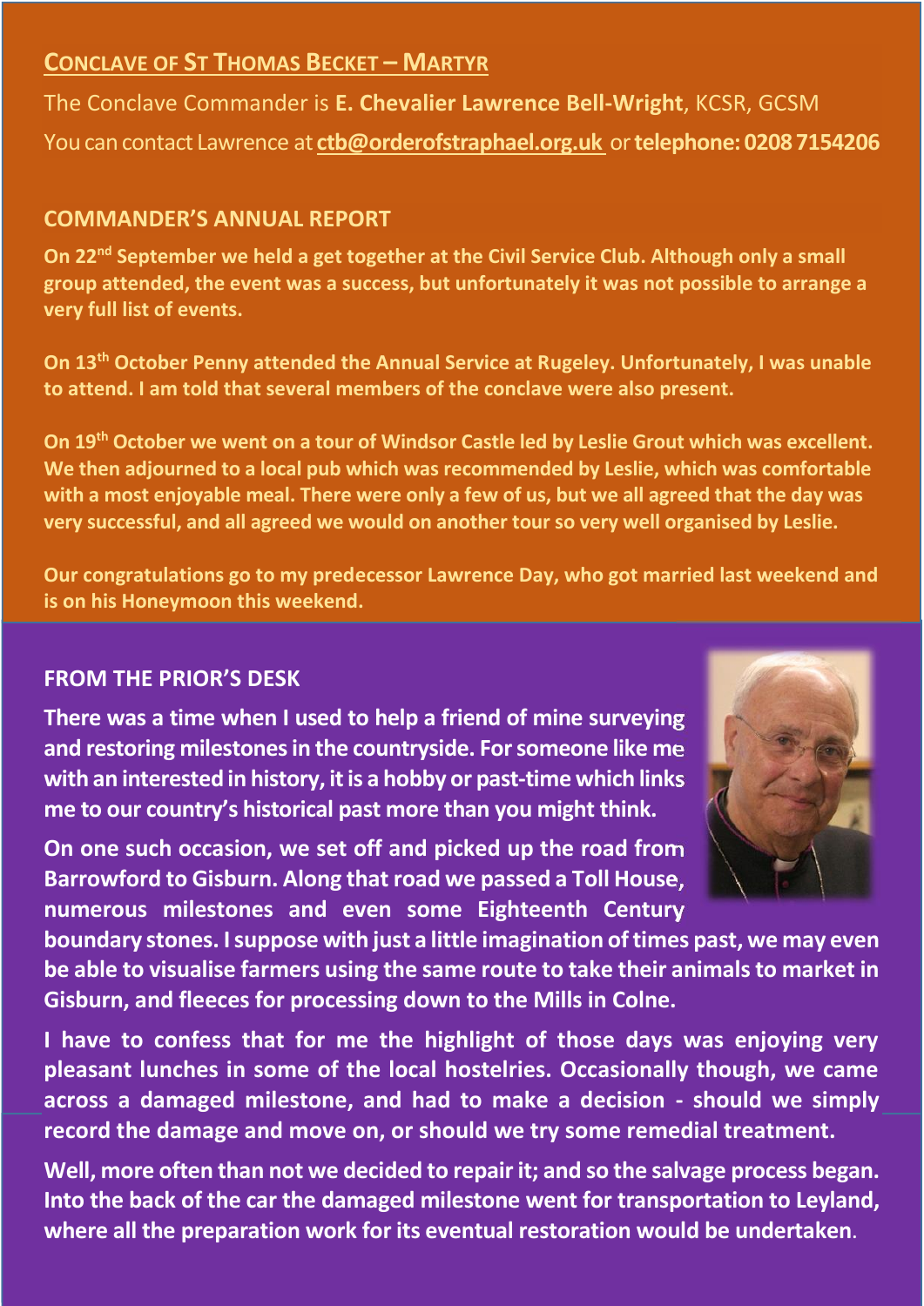## CONCLAVE OF ST THOMAS BECKET – MARTYR

The Conclave Commander is **E. Chevalier Lawrence Bell-Wright**, KCSR, GCSM

You can contact Lawrence at **ctb@orderofstraphael.org.uk** or **telephone: 0208 7154206**

### COMMANDER'S ANNUAL REPORT

**On 22nd September we held a get together at the Civil Service Club. Although only a small group attended, the event was a success, but unfortunately it was not possible to arrange a very full list of events.**

**On 13th October Penny attended the Annual Service at Rugeley. Unfortunately, I was unable to attend. I am told that several members of the conclave were also present.**

**On 19th October we went on a tour of Windsor Castle led by Leslie Grout which was excellent. We then adjourned to a local pub which was recommended by Leslie, which was comfortable with a most enjoyable meal. There were only a few of us, but we all agreed that the day was very successful, and all agreed we would on another tour so very well organised by Leslie.**

**Our congratulations go to my predecessor Lawrence Day, who got married last weekend and is on his Honeymoon this weekend.**

### FROM THE PRIOR'S DESK

**There was a time when I used to help a friend of mine surveying and restoring milestones in the countryside. For someone like me with an interested in history, it is a hobby or past-time which links me to our country's historical past more than you might think.**

**On one such occasion, we set off and picked up the road from Barrowford to Gisburn. Along that road we passed a Toll House, numerous milestones and even some Eighteenth Century boundary stones. I suppose with just a little imagination of times past, we may even be able to visualise farmers using the same route to take their animals to market in Gisburn, and fleeces for processing down to the Mills in Colne.**

**I have to confess that for me the highlight of those days was enjoying very pleasant lunches in some of the local hostelries. Occasionally though, we came across a damaged milestone, and had to make a decision - should we simply record the damage and move on, or should we try some remedial treatment.**

**Well, more often than not we decided to repair it; and so the salvage process began. Into the back of the car the damaged milestone went for transportation to Leyland, where all the preparation work for its eventual restoration would be undertaken.**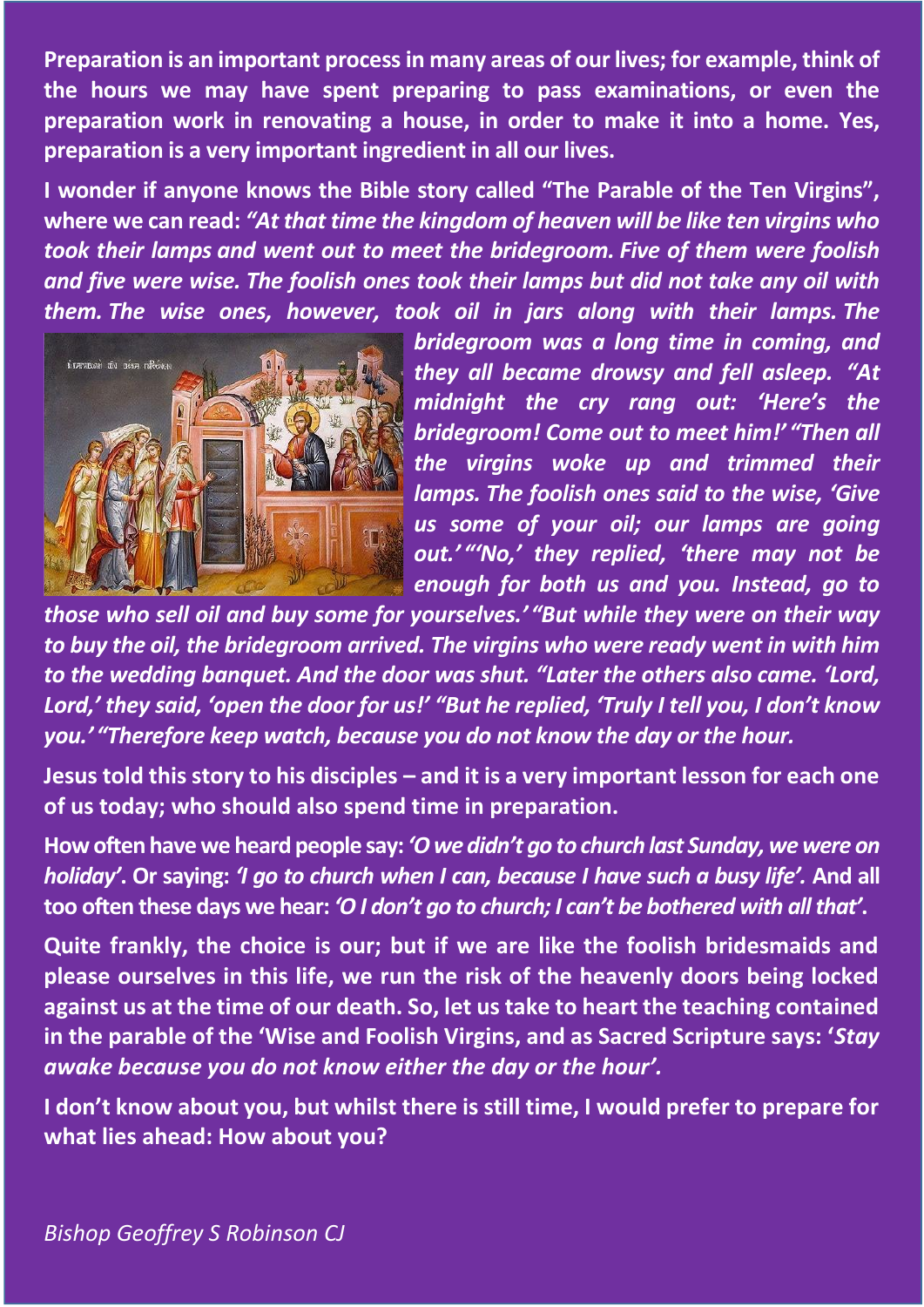**Preparation is an important process in many areas of our lives; for example, think of the hours we may have spent preparing to pass examinations, or even the preparation work in renovating a house, in order to make it into a home. Yes, preparation is a very important ingredient in all our lives.**

**I wonder if anyone knows the Bible story called "The Parable of the Ten Virgins", where we can read:** ***"At that time the kingdom of heaven will be like ten virgins who took their lamps and went out to meet the bridegroom. Five of them were foolish and five were wise. The foolish ones took their lamps but did not take any oil with them. The wise ones, however, took oil in jars along with their lamps. The bridegroom was a long time in coming, and they all became drowsy and fell asleep. "At midnight the cry rang out: 'Here's the bridegroom! Come out to meet him!' "Then all the virgins woke up and trimmed their lamps. The foolish ones said to the wise, 'Give us some of your oil; our lamps are going out.' "'No,' they replied, 'there may not be enough for both us and you. Instead, go to those who sell oil and buy some for yourselves.' "But while they were on their way to buy the oil, the bridegroom arrived. The virgins who were ready went in with him to the wedding banquet. And the door was shut. "Later the others also came. 'Lord, Lord,' they said, 'open the door for us!' "But he replied, 'Truly I tell you, I don't know you.' "Therefore keep watch, because you do not know the day or the hour.***

**Jesus told this story to his disciples – and it is a very important lesson for each one of us today; who should also spend time in preparation.**

**How often have we heard people say:** ***'O we didn't go to church last Sunday, we were on holiday'*****. Or saying:** ***'I go to church when I can, because I have such a busy life'.*** **And all too often these days we hear:** ***'O I don't go to church; I can't be bothered with all that'*****.**

**Quite frankly, the choice is our; but if we are like the foolish bridesmaids and please ourselves in this life, we run the risk of the heavenly doors being locked against us at the time of our death. So, let us take to heart the teaching contained in the parable of the 'Wise and Foolish Virgins, and as Sacred Scripture says: '*****Stay awake because you do not know either the day or the hour'.***

**I don't know about you, but whilst there is still time, I would prefer to prepare for what lies ahead: How about you?**

*Bishop Geoffrey S Robinson CJ*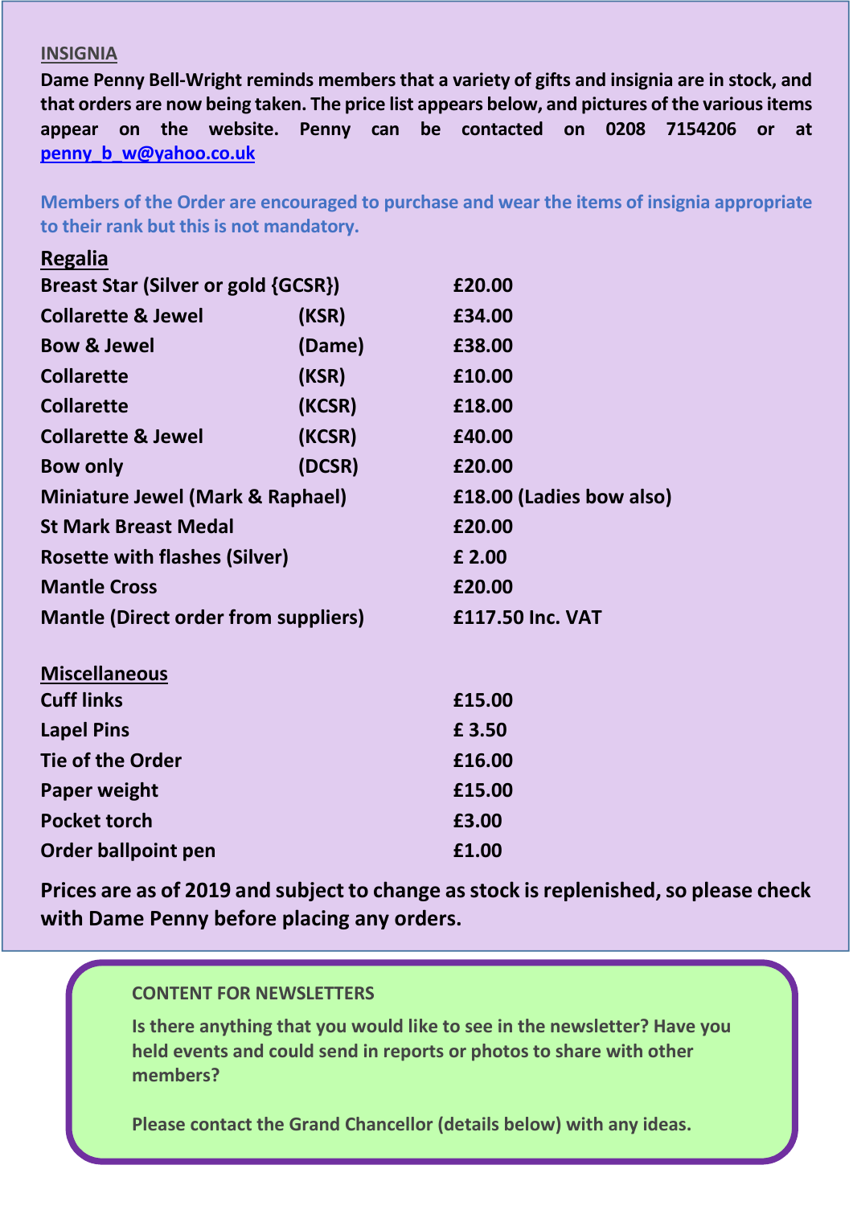## INSIGNIA

**Dame Penny Bell-Wright reminds members that a variety of gifts and insignia are in stock, and that orders are now being taken. The price list appears below, and pictures of the various items appear on the website. Penny can be contacted on 0208 7154206 or at penny_b_w@yahoo.co.uk**

**Members of the Order are encouraged to purchase and wear the items of insignia appropriate to their rank but this is not mandatory.**

### Regalia

| Item | Rank | Price |
|---|---|---|
| Breast Star (Silver or gold {GCSR}) | | £20.00 |
| Collarette & Jewel | (KSR) | £34.00 |
| Bow & Jewel | (Dame) | £38.00 |
| Collarette | (KSR) | £10.00 |
| Collarette | (KCSR) | £18.00 |
| Collarette & Jewel | (KCSR) | £40.00 |
| Bow only | (DCSR) | £20.00 |
| Miniature Jewel (Mark & Raphael) | | £18.00 (Ladies bow also) |
| St Mark Breast Medal | | £20.00 |
| Rosette with flashes (Silver) | | £ 2.00 |
| Mantle Cross | | £20.00 |
| Mantle (Direct order from suppliers) | | £117.50 Inc. VAT |

### Miscellaneous

| Item | Price |
|---|---|
| Cuff links | £15.00 |
| Lapel Pins | £ 3.50 |
| Tie of the Order | £16.00 |
| Paper weight | £15.00 |
| Pocket torch | £3.00 |
| Order ballpoint pen | £1.00 |

**Prices are as of 2019 and subject to change as stock is replenished, so please check with Dame Penny before placing any orders.**

**CONTENT FOR NEWSLETTERS**

**Is there anything that you would like to see in the newsletter? Have you held events and could send in reports or photos to share with other members?**

**Please contact the Grand Chancellor (details below) with any ideas.**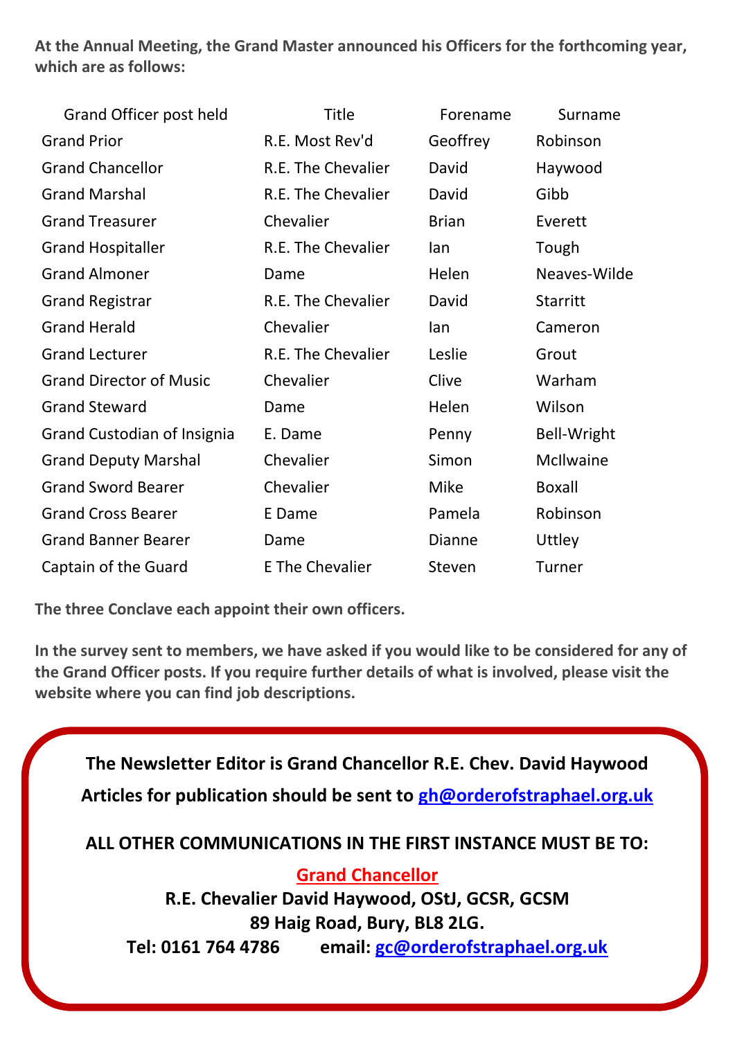**At the Annual Meeting, the Grand Master announced his Officers for the forthcoming year, which are as follows:**

| Grand Officer post held | Title | Forename | Surname |
|---|---|---|---|
| Grand Prior | R.E. Most Rev'd | Geoffrey | Robinson |
| Grand Chancellor | R.E. The Chevalier | David | Haywood |
| Grand Marshal | R.E. The Chevalier | David | Gibb |
| Grand Treasurer | Chevalier | Brian | Everett |
| Grand Hospitaller | R.E. The Chevalier | Ian | Tough |
| Grand Almoner | Dame | Helen | Neaves-Wilde |
| Grand Registrar | R.E. The Chevalier | David | Starritt |
| Grand Herald | Chevalier | Ian | Cameron |
| Grand Lecturer | R.E. The Chevalier | Leslie | Grout |
| Grand Director of Music | Chevalier | Clive | Warham |
| Grand Steward | Dame | Helen | Wilson |
| Grand Custodian of Insignia | E. Dame | Penny | Bell-Wright |
| Grand Deputy Marshal | Chevalier | Simon | McIlwaine |
| Grand Sword Bearer | Chevalier | Mike | Boxall |
| Grand Cross Bearer | E Dame | Pamela | Robinson |
| Grand Banner Bearer | Dame | Dianne | Uttley |
| Captain of the Guard | E The Chevalier | Steven | Turner |

**The three Conclave each appoint their own officers.**

**In the survey sent to members, we have asked if you would like to be considered for any of the Grand Officer posts. If you require further details of what is involved, please visit the website where you can find job descriptions.**

**The Newsletter Editor is Grand Chancellor R.E. Chev. David Haywood**

**Articles for publication should be sent to gh@orderofstraphael.org.uk**

**ALL OTHER COMMUNICATIONS IN THE FIRST INSTANCE MUST BE TO:**

**Grand Chancellor**

**R.E. Chevalier David Haywood, OStJ, GCSR, GCSM**
**89 Haig Road, Bury, BL8 2LG.**
**Tel: 0161 764 4786 email: gc@orderofstraphael.org.uk**